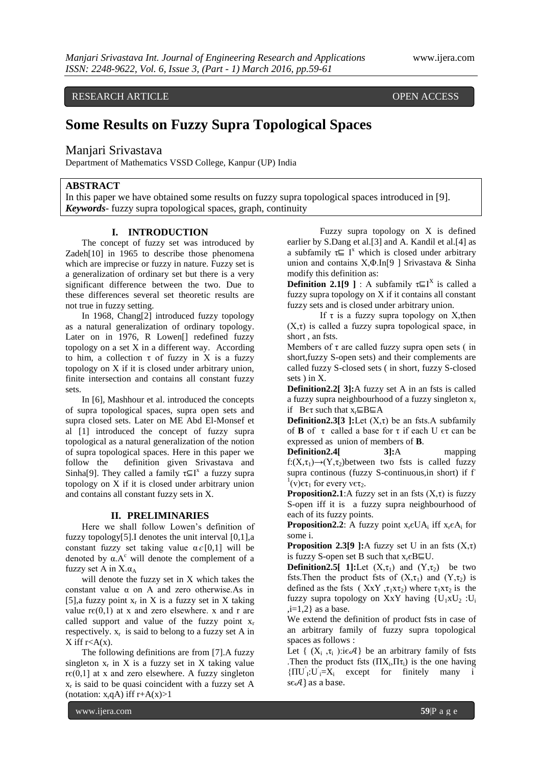RESEARCH ARTICLE OPEN ACCESS

# Some Results on Fuzzy Supra Topological Spaces

Manjari Srivastava

Department of Mathematics VSSD College, Kanpur (UP) India

## ABSTRACT

In this paper we have obtained some results on fuzzy supra topological spaces introduced in [9].

***Keywords***- fuzzy supra topological spaces, graph, continuity

## I. INTRODUCTION

The concept of fuzzy set was introduced by Zadeh[10] in 1965 to describe those phenomena which are imprecise or fuzzy in nature. Fuzzy set is a generalization of ordinary set but there is a very significant difference between the two. Due to these differences several set theoretic results are not true in fuzzy setting.

In 1968, Chang[2] introduced fuzzy topology as a natural generalization of ordinary topology. Later on in 1976, R Lowen[] redefined fuzzy topology on a set X in a different way. According to him, a collection τ of fuzzy in X is a fuzzy topology on X if it is closed under arbitrary union, finite intersection and contains all constant fuzzy sets.

In [6], Mashhour et al. introduced the concepts of supra topological spaces, supra open sets and supra closed sets. Later on ME Abd El-Monsef et al [1] introduced the concept of fuzzy supra topological as a natural generalization of the notion of supra topological spaces. Here in this paper we follow the definition given Srivastava and Sinha[9]. They called a family $\tau \sqsubseteq I^x$ a fuzzy supra topology on X if it is closed under arbitrary union and contains all constant fuzzy sets in X.

## II. PRELIMINARIES

Here we shall follow Lowen's definition of fuzzy topology[5].I denotes the unit interval [0,1],a constant fuzzy set taking value $\alpha \epsilon [0,1]$ will be denoted by $\alpha$.$A^c$ will denote the complement of a fuzzy set A in X.$\alpha_A$ will denote the fuzzy set in X which takes the constant value α on A and zero otherwise.As in [5],a fuzzy point $x_r$ in X is a fuzzy set in X taking value $r\epsilon(0,1)$ at x and zero elsewhere. x and r are called support and value of the fuzzy point $x_r$ respectively. $x_r$ is said to belong to a fuzzy set A in X iff $r<A(x)$.

The following definitions are from [7].A fuzzy singleton $x_r$ in X is a fuzzy set in X taking value $r\epsilon(0,1]$ at x and zero elsewhere. A fuzzy singleton $x_r$ is said to be quasi coincident with a fuzzy set A (notation: $x_r qA$) iff $r+A(x)>1$

Fuzzy supra topology on X is defined earlier by S.Dang et al.[3] and A. Kandil et al.[4] as a subfamily $\tau \sqsubseteq I^x$ which is closed under arbitrary union and contains X,Φ.In[9 ] Srivastava & Sinha modify this definition as:

**Definition 2.1[9 ]** : A subfamily $\tau \sqsubseteq I^X$ is called a fuzzy supra topology on X if it contains all constant fuzzy sets and is closed under arbitrary union.

If τ is a fuzzy supra topology on X,then (X,τ) is called a fuzzy supra topological space, in short , an fsts.

Members of τ are called fuzzy supra open sets ( in short,fuzzy S-open sets) and their complements are called fuzzy S-closed sets ( in short, fuzzy S-closed sets ) in X.

**Definition2.2[ 3]:**A fuzzy set A in an fsts is called a fuzzy supra neighbourhood of a fuzzy singleton $x_r$ if $B\epsilon\tau$ such that $x_r \sqsubseteq B \sqsubseteq A$

**Definition2.3[3 ]:**Let (X,τ) be an fsts.A subfamily of **B** of τ called a base for τ if each U ϵτ can be expressed as union of members of **B**.

**Definition2.4[ 3]:**A mapping $f:(X,\tau_1)\rightarrow(Y,\tau_2)$between two fsts is called fuzzy supra continous (fuzzy S-continuous,in short) if $f^{-1}(v)\epsilon\tau_1$ for every $v\epsilon\tau_2$.

**Proposition2.1**:A fuzzy set in an fsts (X,τ) is fuzzy S-open iff it is a fuzzy supra neighbourhood of each of its fuzzy points.

**Proposition2.2**: A fuzzy point $x_r \epsilon UA_i$ iff $x_r \epsilon A_i$ for some i.

**Proposition 2.3[9 ]:**A fuzzy set U in an fsts (X,τ) is fuzzy S-open set B such that $x_r \epsilon B \sqsubseteq U$.

**Definition2.5[ 1]:**Let $(X,\tau_1)$ and $(Y,\tau_2)$ be two fsts.Then the product fsts of $(X,\tau_1)$ and $(Y,\tau_2)$ is defined as the fsts ( XxY ,$\tau_1 x \tau_2$) where $\tau_1 x \tau_2$ is the fuzzy supra topology on XxY having $\{U_1 x U_2 : U_i ,i=1,2\}$ as a base.

We extend the definition of product fsts in case of an arbitrary family of fuzzy supra topological spaces as follows :

Let { $(X_i ,\tau_i )$:iϵ$\mathcal{A}$} be an arbitrary family of fsts .Then the product fsts $(\Pi X_i,\Pi\tau_i)$ is the one having $\{\Pi U'_i : U'_i = X_i$ except for finitely many i sϵ$\mathcal{A}\}$ as a base.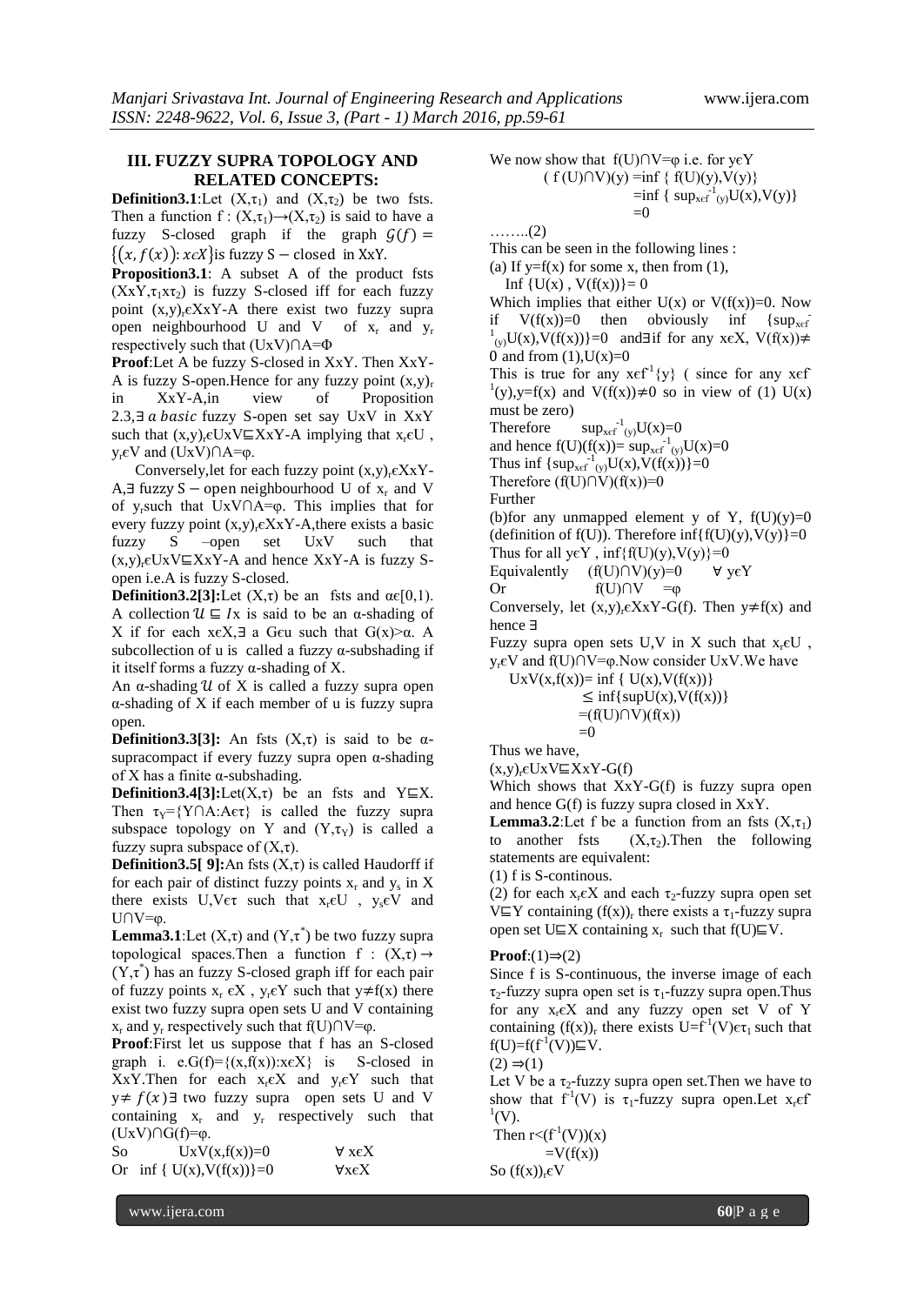## III. FUZZY SUPRA TOPOLOGY AND RELATED CONCEPTS:

**Definition3.1**:Let $(X,\tau_1)$ and $(X,\tau_2)$ be two fsts. Then a function $f:(X,\tau_1)\rightarrow(X,\tau_2)$ is said to have a fuzzy S-closed graph if the graph $\mathcal{G}(f)=\{(x,f(x)):x\epsilon X\}$ is fuzzy S − closed in XxY.

**Proposition3.1**: A subset A of the product fsts $(XxY,\tau_1 x\tau_2)$ is fuzzy S-closed iff for each fuzzy point $(x,y)_r\epsilon XxY\text{-}A$ there exist two fuzzy supra open neighbourhood U and V of $x_r$ and $y_r$ respectively such that $(UxV)\cap A=\Phi$

**Proof**:Let A be fuzzy S-closed in XxY. Then XxY-A is fuzzy S-open.Hence for any fuzzy point $(x,y)_r$ in XxY-A,in view of Proposition 2.3,∃ *a basic* fuzzy S-open set say UxV in XxY such that $(x,y)_r\epsilon UxV\sqsubseteq XxY\text{-}A$ implying that $x_r\epsilon U$ , $y_r\epsilon V$ and $(UxV)\cap A=\varphi$.

Conversely,let for each fuzzy point $(x,y)_r\epsilon XxY\text{-}A$,∃ fuzzy S − open neighbourhood U of $x_r$ and V of $y_r$such that $UxV\cap A=\varphi$. This implies that for every fuzzy point $(x,y)_r\epsilon XxY\text{-}A$,there exists a basic fuzzy S –open set UxV such that $(x,y)_r\epsilon UxV\sqsubseteq XxY\text{-}A$ and hence XxY-A is fuzzy S-open i.e.A is fuzzy S-closed.

**Definition3.2[3]:**Let $(X,\tau)$ be an fsts and $\alpha\epsilon[0,1)$. A collection $\mathcal{U}\sqsubseteq I$x is said to be an α-shading of X if for each xϵX,∃ a Gϵu such that $G(x)>\alpha$. A subcollection of u is called a fuzzy α-subshading if it itself forms a fuzzy α-shading of X.

An α-shading $\mathcal{U}$ of X is called a fuzzy supra open α-shading of X if each member of u is fuzzy supra open.

**Definition3.3[3]:** An fsts $(X,\tau)$ is said to be α-supracompact if every fuzzy supra open α-shading of X has a finite α-subshading.

**Definition3.4[3]:**Let$(X,\tau)$ be an fsts and $Y\sqsubseteq X$. Then $\tau_Y=\{Y\cap A:A\epsilon\tau\}$ is called the fuzzy supra subspace topology on Y and $(Y,\tau_Y)$ is called a fuzzy supra subspace of $(X,\tau)$.

**Definition3.5[ 9]:**An fsts $(X,\tau)$ is called Haudorff if for each pair of distinct fuzzy points $x_r$ and $y_s$ in X there exists U,Vϵτ such that $x_r\epsilon U$ , $y_s\epsilon V$ and $U\cap V=\varphi$.

**Lemma3.1**:Let $(X,\tau)$ and $(Y,\tau^*)$ be two fuzzy supra topological spaces.Then a function $f:(X,\tau)\rightarrow(Y,\tau^*)$ has an fuzzy S-closed graph iff for each pair of fuzzy points $x_r\,\epsilon X$ , $y_r\epsilon Y$ such that $y\neq f(x)$ there exist two fuzzy supra open sets U and V containing $x_r$ and $y_r$ respectively such that $f(U)\cap V=\varphi$.

**Proof**:First let us suppose that f has an S-closed graph i. e.$G(f)=\{(x,f(x)):x\epsilon X\}$ is S-closed in XxY.Then for each $x_r\epsilon X$ and $y_r\epsilon Y$ such that $y\neq f(x)$ ∃ two fuzzy supra open sets U and V containing $x_r$ and $y_r$ respectively such that $(UxV)\cap G(f)=\varphi$.

So $\quad UxV(x,f(x))=0 \qquad \forall\, x\epsilon X$

Or $\quad \inf\{U(x),V(f(x))\}=0 \qquad \forall x\epsilon X$

We now show that $f(U)\cap V=\varphi$ i.e. for yϵY

$$(f(U)\cap V)(y)=\inf\{f(U)(y),V(y)\}$$
$$=\inf\{\sup_{x\epsilon f^{-1}(y)}U(x),V(y)\}$$
$$=0$$

……..(2)

This can be seen in the following lines :

(a) If $y=f(x)$ for some x, then from (1),

$\inf\{U(x)\,,V(f(x))\}=0$

Which implies that either $U(x)$ or $V(f(x))=0$. Now if $V(f(x))=0$ then obviously $\inf\{\sup_{x\epsilon f^{-1}(y)}U(x),V(f(x))\}=0$ and∃if for any xϵX, $V(f(x))\neq 0$ and from (1),$U(x)=0$

This is true for any $x\epsilon f^{-1}\{y\}$ ( since for any $x\epsilon f^{-1}(y)$,$y=f(x)$ and $V(f(x))\neq 0$ so in view of (1) $U(x)$ must be zero)

Therefore $\quad \sup_{x\epsilon f^{-1}(y)}U(x)=0$

and hence $f(U)(f(x))=\sup_{x\epsilon f^{-1}(y)}U(x)=0$

Thus $\inf\{\sup_{x\epsilon f^{-1}(y)}U(x),V(f(x))\}=0$

Therefore $(f(U)\cap V)(f(x))=0$

Further

(b)for any unmapped element y of Y, $f(U)(y)=0$ (definition of f(U)). Therefore $\inf\{f(U)(y),V(y)\}=0$

Thus for all yϵY , $\inf\{f(U)(y),V(y)\}=0$

Equivalently $\quad (f(U)\cap V)(y)=0 \qquad \forall\, y\epsilon Y$

Or $\qquad f(U)\cap V \;=\varphi$

Conversely, let $(x,y)_r\epsilon XxY\text{-}G(f)$. Then $y\neq f(x)$ and hence ∃

Fuzzy supra open sets U,V in X such that $x_r\epsilon U$ , $y_r\epsilon V$ and $f(U)\cap V=\varphi$.Now consider UxV.We have

$$UxV(x,f(x))=\inf\{U(x),V(f(x))\}$$
$$\leq\inf\{\sup U(x),V(f(x))\}$$
$$=(f(U)\cap V)(f(x))$$
$$=0$$

Thus we have,

$(x,y)_r\epsilon UxV\sqsubseteq XxY\text{-}G(f)$

Which shows that XxY-G(f) is fuzzy supra open and hence G(f) is fuzzy supra closed in XxY.

**Lemma3.2**:Let f be a function from an fsts $(X,\tau_1)$ to another fsts $(X,\tau_2)$.Then the following statements are equivalent:

(1) f is S-continous.

(2) for each $x_r\epsilon X$ and each $\tau_2$-fuzzy supra open set $V\sqsubseteq Y$ containing $(f(x))_r$ there exists a $\tau_1$-fuzzy supra open set $U\sqsubseteq X$ containing $x_r$ such that $f(U)\sqsubseteq V$.

**Proof**:(1)⇒(2)

Since f is S-continuous, the inverse image of each $\tau_2$-fuzzy supra open set is $\tau_1$-fuzzy supra open.Thus for any $x_r\epsilon X$ and any fuzzy open set V of Y containing $(f(x))_r$ there exists $U=f^{-1}(V)\epsilon\tau_1$ such that $f(U)=f(f^{-1}(V))\sqsubseteq V$.

(2) ⇒(1)

Let V be a $\tau_2$-fuzzy supra open set.Then we have to show that $f^{-1}(V)$ is $\tau_1$-fuzzy supra open.Let $x_r\epsilon f^{-1}(V)$.

Then $r<(f^{-1}(V))(x)$

$\qquad =V(f(x))$

So $(f(x))_r\epsilon V$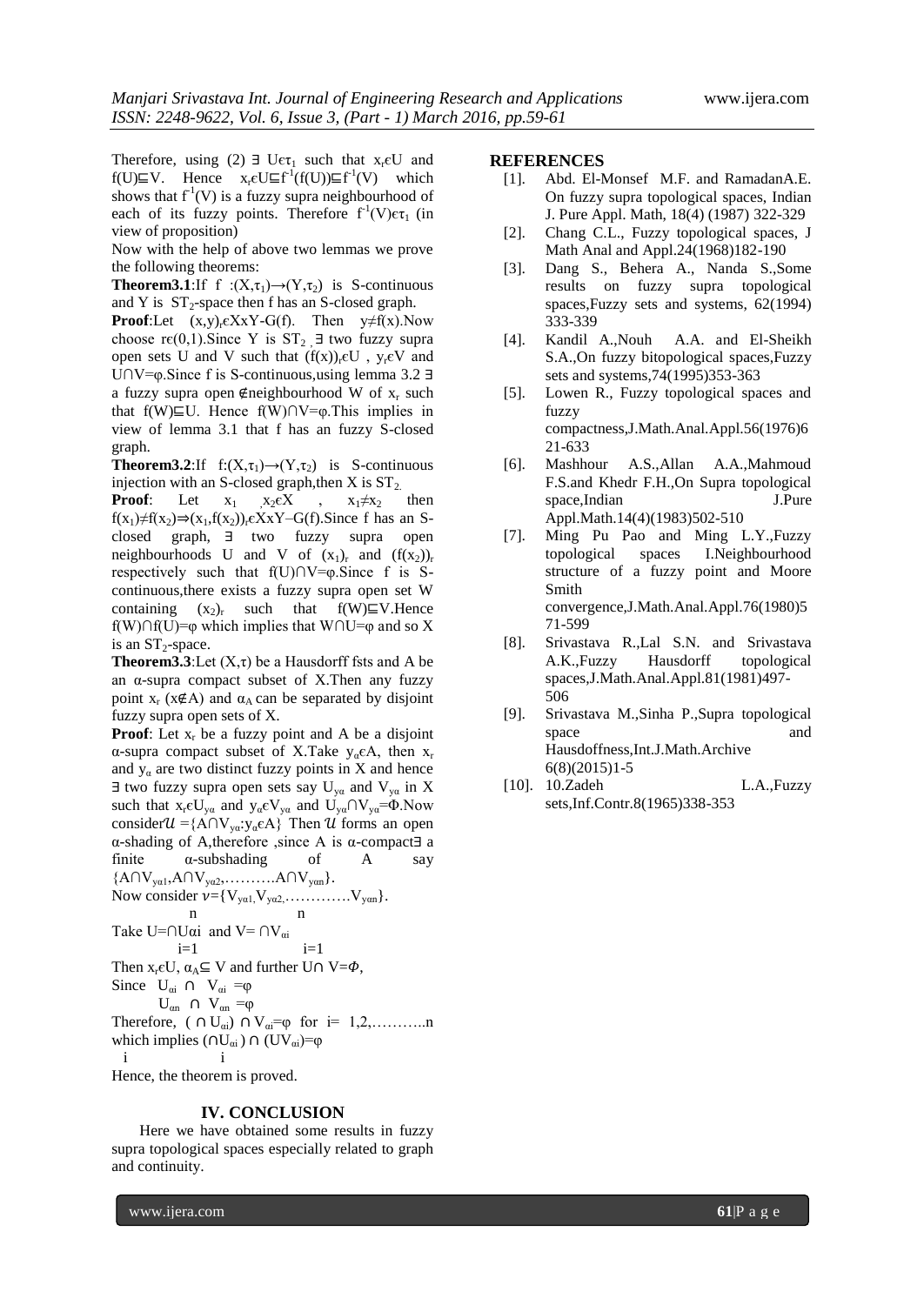Therefore, using (2) ∃ $U \epsilon \tau_1$ such that $x_r \epsilon U$ and $f(U) \sqsubseteq V$. Hence $x_r \epsilon U \sqsubseteq f^{-1}(f(U)) \sqsubseteq f^{-1}(V)$ which shows that $f^{-1}(V)$ is a fuzzy supra neighbourhood of each of its fuzzy points. Therefore $f^{-1}(V) \epsilon \tau_1$ (in view of proposition)

Now with the help of above two lemmas we prove the following theorems:

**Theorem3.1**:If $f : (X,\tau_1) \rightarrow (Y,\tau_2)$ is S-continuous and Y is $ST_2$-space then f has an S-closed graph.

**Proof**:Let $(x,y)_r \epsilon XxY\text{-}G(f)$. Then $y \neq f(x)$.Now choose $r\epsilon(0,1)$.Since Y is $ST_2$ , ∃ two fuzzy supra open sets U and V such that $(f(x))_r \epsilon U$ , $y_r \epsilon V$ and $U \cap V = \varphi$.Since f is S-continuous,using lemma 3.2 ∃ a fuzzy supra open ∉neighbourhood W of $x_r$ such that $f(W) \sqsubseteq U$. Hence $f(W) \cap V = \varphi$.This implies in view of lemma 3.1 that f has an fuzzy S-closed graph.

**Theorem3.2**:If $f:(X,\tau_1) \rightarrow (Y,\tau_2)$ is S-continuous injection with an S-closed graph,then X is $ST_2$.

**Proof**: Let $x_1$ ,$x_2 \epsilon X$ , $x_1 \neq x_2$ then $f(x_1) \neq f(x_2) \Rightarrow (x_1, f(x_2))_r \epsilon XxY\text{–}G(f)$.Since f has an S-closed graph, ∃ two fuzzy supra open neighbourhoods U and V of $(x_1)_r$ and $(f(x_2))_r$ respectively such that $f(U) \cap V = \varphi$.Since f is S-continuous,there exists a fuzzy supra open set W containing $(x_2)_r$ such that $f(W) \sqsubseteq V$.Hence $f(W) \cap f(U) = \varphi$ which implies that $W \cap U = \varphi$ and so X is an $ST_2$-space.

**Theorem3.3**:Let $(X,\tau)$ be a Hausdorff fsts and A be an α-supra compact subset of X.Then any fuzzy point $x_r$ ($x \notin A$) and $\alpha_A$ can be separated by disjoint fuzzy supra open sets of X.

**Proof**: Let $x_r$ be a fuzzy point and A be a disjoint α-supra compact subset of X.Take $y_\alpha \epsilon A$, then $x_r$ and $y_\alpha$ are two distinct fuzzy points in X and hence ∃ two fuzzy supra open sets say $U_{y\alpha}$ and $V_{y\alpha}$ in X such that $x_r \epsilon U_{y\alpha}$ and $y_\alpha \epsilon V_{y\alpha}$ and $U_{y\alpha} \cap V_{y\alpha} = \Phi$.Now consider $\mathcal{U} = \{A \cap V_{y\alpha} : y_\alpha \epsilon A\}$ Then $\mathcal{U}$ forms an open α-shading of A,therefore ,since A is α-compact∃ a finite α-subshading of A say $\{A \cap V_{y\alpha1}, A \cap V_{y\alpha2}, \ldots\ldots\ldots. A \cap V_{y\alpha n}\}$.

Now consider $\nu = \{V_{y\alpha1}, V_{y\alpha2}, \ldots\ldots\ldots\ldots. V_{y\alpha n}\}$.

Take $U = \bigcap_{i=1}^{n} U\alpha i$ and $V = \bigcap_{i=1}^{n} V_{\alpha i}$

Then $x_r \epsilon U$, $\alpha_A \subseteq V$ and further $U \cap V = \Phi$,

Since $U_{\alpha i} \cap V_{\alpha i} = \varphi$

$U_{\alpha n} \cap V_{\alpha n} = \varphi$

Therefore, $(\cap U_{\alpha i}) \cap V_{\alpha i} = \varphi$ for i= 1,2,………..n which implies $(\bigcap_i U_{\alpha i}) \cap (\bigcup_i V_{\alpha i}) = \varphi$

Hence, the theorem is proved.

## IV. CONCLUSION

Here we have obtained some results in fuzzy supra topological spaces especially related to graph and continuity.

## REFERENCES

[1]. Abd. El-Monsef M.F. and RamadanA.E. On fuzzy supra topological spaces, Indian J. Pure Appl. Math, 18(4) (1987) 322-329

[2]. Chang C.L., Fuzzy topological spaces, J Math Anal and Appl.24(1968)182-190

[3]. Dang S., Behera A., Nanda S.,Some results on fuzzy supra topological spaces,Fuzzy sets and systems, 62(1994) 333-339

[4]. Kandil A.,Nouh A.A. and El-Sheikh S.A.,On fuzzy bitopological spaces,Fuzzy sets and systems,74(1995)353-363

[5]. Lowen R., Fuzzy topological spaces and fuzzy compactness,J.Math.Anal.Appl.56(1976)621-633

[6]. Mashhour A.S.,Allan A.A.,Mahmoud F.S.and Khedr F.H.,On Supra topological space,Indian J.Pure Appl.Math.14(4)(1983)502-510

[7]. Ming Pu Pao and Ming L.Y.,Fuzzy topological spaces I.Neighbourhood structure of a fuzzy point and Moore Smith convergence,J.Math.Anal.Appl.76(1980)571-599

[8]. Srivastava R.,Lal S.N. and Srivastava A.K.,Fuzzy Hausdorff topological spaces,J.Math.Anal.Appl.81(1981)497-506

[9]. Srivastava M.,Sinha P.,Supra topological space and Hausdoffness,Int.J.Math.Archive 6(8)(2015)1-5

[10]. 10.Zadeh L.A.,Fuzzy sets,Inf.Contr.8(1965)338-353